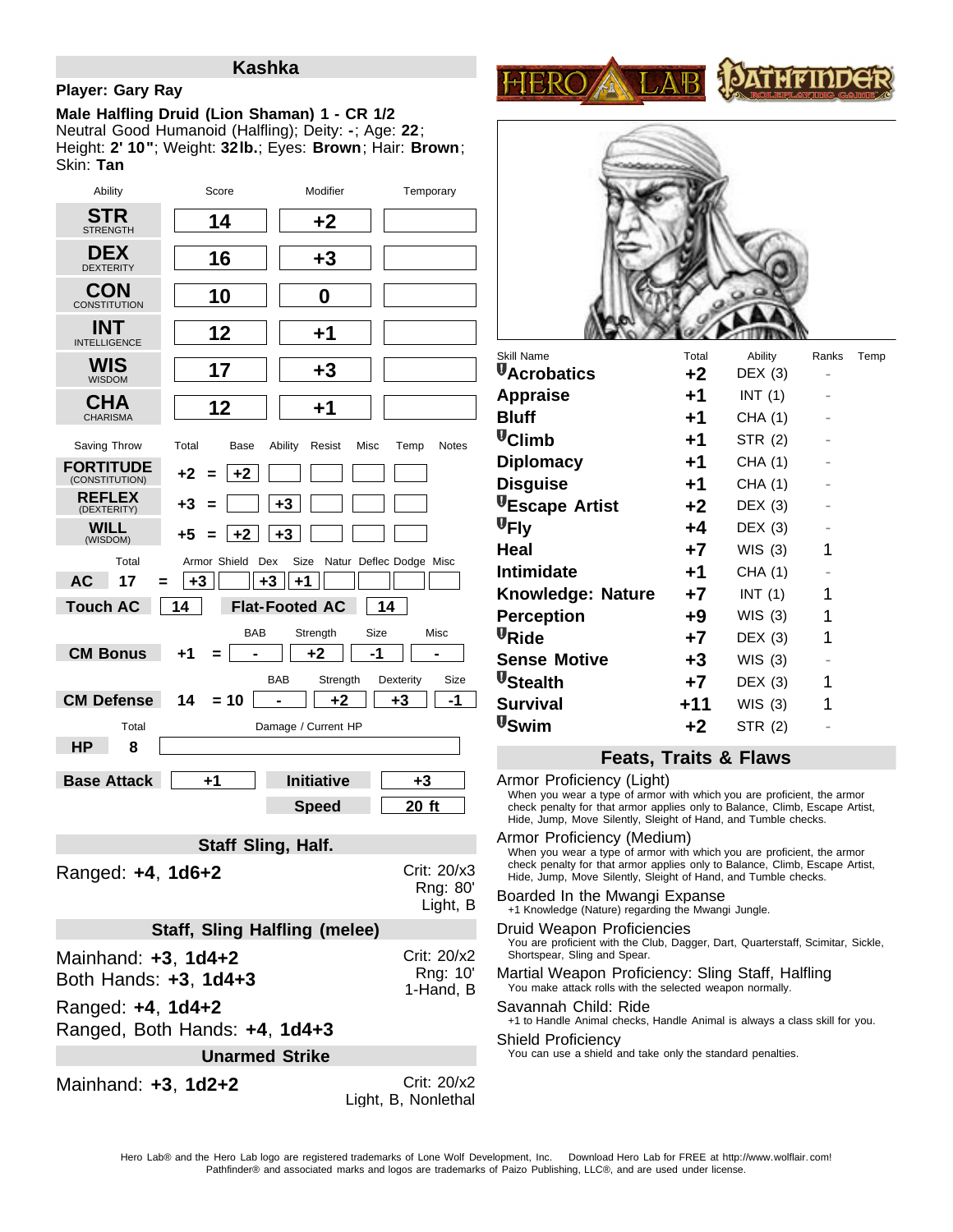# Kashka

**Player: Gary Ray**

**Male Halfling Druid (Lion Shaman) 1 - CR 1/2**
Neutral Good Humanoid (Halfling); Deity: **-**; Age: **22**;
Height: **2' 10"**; Weight: **32lb.**; Eyes: **Brown**; Hair: **Brown**;
Skin: **Tan**

| Ability | Score | Modifier | Temporary |
|---|---|---|---|
| **STR** STRENGTH | 14 | +2 | |
| **DEX** DEXTERITY | 16 | +3 | |
| **CON** CONSTITUTION | 10 | 0 | |
| **INT** INTELLIGENCE | 12 | +1 | |
| **WIS** WISDOM | 17 | +3 | |
| **CHA** CHARISMA | 12 | +1 | |

| Saving Throw | Total | Base | Ability | Resist | Misc | Temp | Notes |
|---|---|---|---|---|---|---|---|
| **FORTITUDE** (CONSTITUTION) | +2 | +2 | | | | | |
| **REFLEX** (DEXTERITY) | +3 | | +3 | | | | |
| **WILL** (WISDOM) | +5 | +2 | +3 | | | | |

| | Total | Armor | Shield | Dex | Size | Natur | Deflec | Dodge | Misc |
|---|---|---|---|---|---|---|---|---|---|
| **AC** | 17 | +3 | | +3 | +1 | | | | |

**Touch AC** 14 **Flat-Footed AC** 14

| | Total | BAB | Strength | Size | Misc |
|---|---|---|---|---|---|
| **CM Bonus** | +1 | - | +2 | -1 | - |

| | Total | | BAB | Strength | Dexterity | Size |
|---|---|---|---|---|---|---|
| **CM Defense** | 14 | = 10 | - | +2 | +3 | -1 |

**HP** 8 — Damage / Current HP:

**Base Attack** +1 **Initiative** +3
**Speed** 20 ft

## Staff Sling, Half.

Ranged: **+4**, **1d6+2** — Crit: 20/x3, Rng: 80', Light, B

## Staff, Sling Halfling (melee)

Mainhand: **+3**, **1d4+2**
Both Hands: **+3**, **1d4+3**
Ranged: **+4**, **1d4+2**
Ranged, Both Hands: **+4**, **1d4+3**
Crit: 20/x2, Rng: 10', 1-Hand, B

## Unarmed Strike

Mainhand: **+3**, **1d2+2** — Crit: 20/x2, Light, B, Nonlethal

| Skill Name | Total | Ability | Ranks | Temp |
|---|---|---|---|---|
| **Acrobatics** | +2 | DEX (3) | - | |
| **Appraise** | +1 | INT (1) | - | |
| **Bluff** | +1 | CHA (1) | - | |
| **Climb** | +1 | STR (2) | - | |
| **Diplomacy** | +1 | CHA (1) | - | |
| **Disguise** | +1 | CHA (1) | - | |
| **Escape Artist** | +2 | DEX (3) | - | |
| **Fly** | +4 | DEX (3) | - | |
| **Heal** | +7 | WIS (3) | 1 | |
| **Intimidate** | +1 | CHA (1) | - | |
| **Knowledge: Nature** | +7 | INT (1) | 1 | |
| **Perception** | +9 | WIS (3) | 1 | |
| **Ride** | +7 | DEX (3) | 1 | |
| **Sense Motive** | +3 | WIS (3) | - | |
| **Stealth** | +7 | DEX (3) | 1 | |
| **Survival** | +11 | WIS (3) | 1 | |
| **Swim** | +2 | STR (2) | - | |

## Feats, Traits & Flaws

**Armor Proficiency (Light)**
When you wear a type of armor with which you are proficient, the armor check penalty for that armor applies only to Balance, Climb, Escape Artist, Hide, Jump, Move Silently, Sleight of Hand, and Tumble checks.

**Armor Proficiency (Medium)**
When you wear a type of armor with which you are proficient, the armor check penalty for that armor applies only to Balance, Climb, Escape Artist, Hide, Jump, Move Silently, Sleight of Hand, and Tumble checks.

**Boarded In the Mwangi Expanse**
+1 Knowledge (Nature) regarding the Mwangi Jungle.

**Druid Weapon Proficiencies**
You are proficient with the Club, Dagger, Dart, Quarterstaff, Scimitar, Sickle, Shortspear, Sling and Spear.

**Martial Weapon Proficiency: Sling Staff, Halfling**
You make attack rolls with the selected weapon normally.

**Savannah Child: Ride**
+1 to Handle Animal checks, Handle Animal is always a class skill for you.

**Shield Proficiency**
You can use a shield and take only the standard penalties.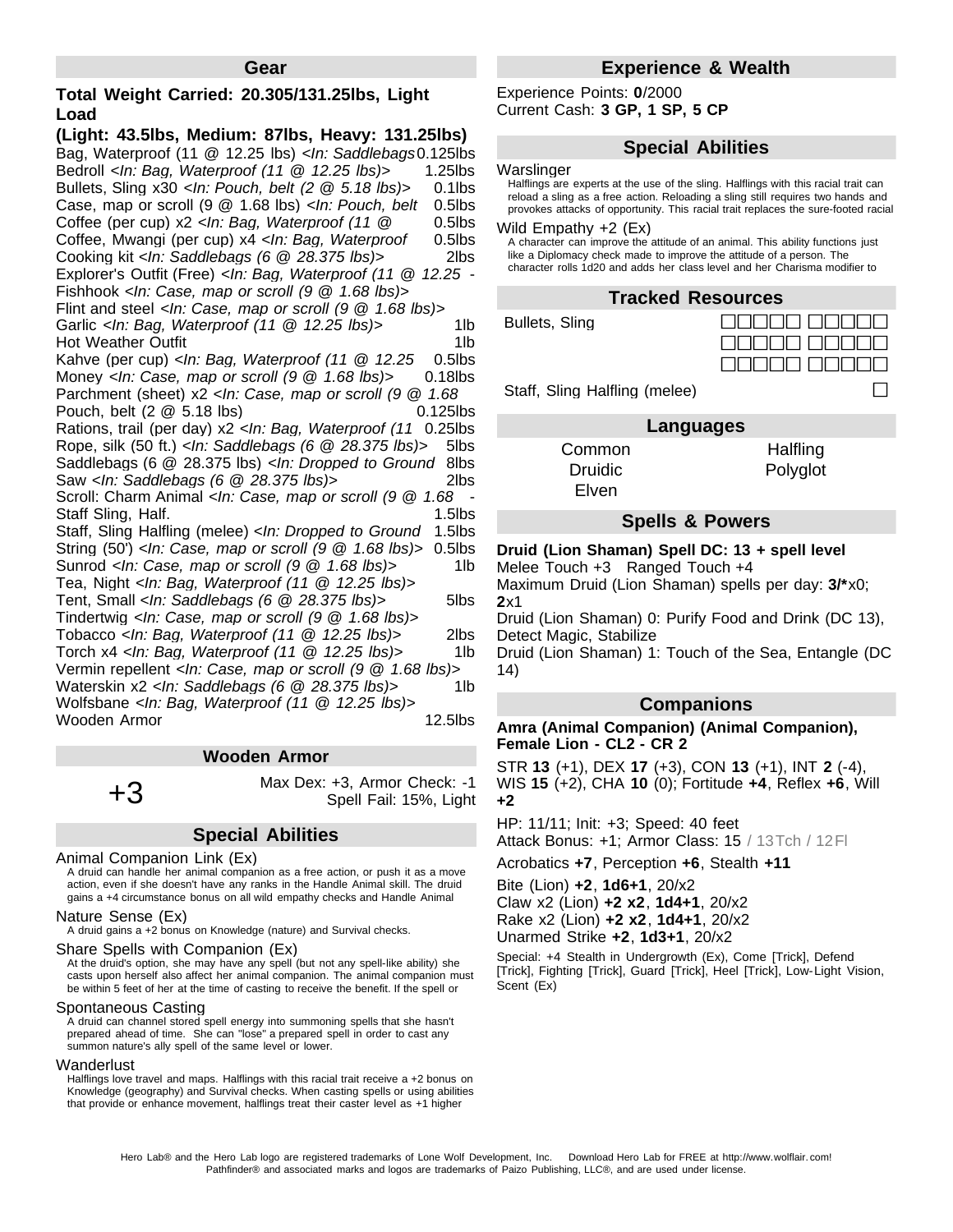## Gear

**Total Weight Carried: 20.305/131.25lbs, Light Load**
**(Light: 43.5lbs, Medium: 87lbs, Heavy: 131.25lbs)**

| Item | Weight |
|---|---|
| Bag, Waterproof (11 @ 12.25 lbs) *<In: Saddlebags* | 0.125lbs |
| Bedroll *<In: Bag, Waterproof (11 @ 12.25 lbs)>* | 1.25lbs |
| Bullets, Sling x30 *<In: Pouch, belt (2 @ 5.18 lbs)>* | 0.1lbs |
| Case, map or scroll (9 @ 1.68 lbs) *<In: Pouch, belt* | 0.5lbs |
| Coffee (per cup) x2 *<In: Bag, Waterproof (11 @* | 0.5lbs |
| Coffee, Mwangi (per cup) x4 *<In: Bag, Waterproof* | 0.5lbs |
| Cooking kit *<In: Saddlebags (6 @ 28.375 lbs)>* | 2lbs |
| Explorer's Outfit (Free) *<In: Bag, Waterproof (11 @ 12.25* | - |
| Fishhook *<In: Case, map or scroll (9 @ 1.68 lbs)>* | |
| Flint and steel *<In: Case, map or scroll (9 @ 1.68 lbs)>* | |
| Garlic *<In: Bag, Waterproof (11 @ 12.25 lbs)>* | 1lb |
| Hot Weather Outfit | 1lb |
| Kahve (per cup) *<In: Bag, Waterproof (11 @ 12.25* | 0.5lbs |
| Money *<In: Case, map or scroll (9 @ 1.68 lbs)>* | 0.18lbs |
| Parchment (sheet) x2 *<In: Case, map or scroll (9 @ 1.68* | |
| Pouch, belt (2 @ 5.18 lbs) | 0.125lbs |
| Rations, trail (per day) x2 *<In: Bag, Waterproof (11* | 0.25lbs |
| Rope, silk (50 ft.) *<In: Saddlebags (6 @ 28.375 lbs)>* | 5lbs |
| Saddlebags (6 @ 28.375 lbs) *<In: Dropped to Ground* | 8lbs |
| Saw *<In: Saddlebags (6 @ 28.375 lbs)>* | 2lbs |
| Scroll: Charm Animal *<In: Case, map or scroll (9 @ 1.68* | - |
| Staff Sling, Half. | 1.5lbs |
| Staff, Sling Halfling (melee) *<In: Dropped to Ground* | 1.5lbs |
| String (50') *<In: Case, map or scroll (9 @ 1.68 lbs)>* | 0.5lbs |
| Sunrod *<In: Case, map or scroll (9 @ 1.68 lbs)>* | 1lb |
| Tea, Night *<In: Bag, Waterproof (11 @ 12.25 lbs)>* | |
| Tent, Small *<In: Saddlebags (6 @ 28.375 lbs)>* | 5lbs |
| Tindertwig *<In: Case, map or scroll (9 @ 1.68 lbs)>* | |
| Tobacco *<In: Bag, Waterproof (11 @ 12.25 lbs)>* | 2lbs |
| Torch x4 *<In: Bag, Waterproof (11 @ 12.25 lbs)>* | 1lb |
| Vermin repellent *<In: Case, map or scroll (9 @ 1.68 lbs)>* | |
| Waterskin x2 *<In: Saddlebags (6 @ 28.375 lbs)>* | 1lb |
| Wolfsbane *<In: Bag, Waterproof (11 @ 12.25 lbs)>* | |
| Wooden Armor | 12.5lbs |

## Wooden Armor

+3 — Max Dex: +3, Armor Check: -1, Spell Fail: 15%, Light

## Special Abilities

**Animal Companion Link (Ex)**
A druid can handle her animal companion as a free action, or push it as a move action, even if she doesn't have any ranks in the Handle Animal skill. The druid gains a +4 circumstance bonus on all wild empathy checks and Handle Animal

**Nature Sense (Ex)**
A druid gains a +2 bonus on Knowledge (nature) and Survival checks.

**Share Spells with Companion (Ex)**
At the druid's option, she may have any spell (but not any spell-like ability) she casts upon herself also affect her animal companion. The animal companion must be within 5 feet of her at the time of casting to receive the benefit. If the spell or

**Spontaneous Casting**
A druid can channel stored spell energy into summoning spells that she hasn't prepared ahead of time. She can "lose" a prepared spell in order to cast any summon nature's ally spell of the same level or lower.

**Wanderlust**
Halflings love travel and maps. Halflings with this racial trait receive a +2 bonus on Knowledge (geography) and Survival checks. When casting spells or using abilities that provide or enhance movement, halflings treat their caster level as +1 higher

## Experience & Wealth

Experience Points: **0**/2000
Current Cash: **3 GP, 1 SP, 5 CP**

## Special Abilities

**Warslinger**
Halflings are experts at the use of the sling. Halflings with this racial trait can reload a sling as a free action. Reloading a sling still requires two hands and provokes attacks of opportunity. This racial trait replaces the sure-footed racial

**Wild Empathy +2 (Ex)**
A character can improve the attitude of an animal. This ability functions just like a Diplomacy check made to improve the attitude of a person. The character rolls 1d20 and adds her class level and her Charisma modifier to

## Tracked Resources

| Resource | Uses |
|---|---|
| Bullets, Sling | □□□□□ □□□□□ □□□□□ □□□□□ □□□□□ □□□□□ |
| Staff, Sling Halfling (melee) | □ |

## Languages

| | |
|---|---|
| Common | Halfling |
| Druidic | Polyglot |
| Elven | |

## Spells & Powers

**Druid (Lion Shaman) Spell DC: 13 + spell level**
Melee Touch +3 Ranged Touch +4
Maximum Druid (Lion Shaman) spells per day: **3/***x0; **2**x1
Druid (Lion Shaman) 0: Purify Food and Drink (DC 13), Detect Magic, Stabilize
Druid (Lion Shaman) 1: Touch of the Sea, Entangle (DC 14)

## Companions

**Amra (Animal Companion) (Animal Companion), Female Lion - CL2 - CR 2**

STR **13** (+1), DEX **17** (+3), CON **13** (+1), INT **2** (-4), WIS **15** (+2), CHA **10** (0); Fortitude **+4**, Reflex **+6**, Will **+2**

HP: 11/11; Init: +3; Speed: 40 feet
Attack Bonus: +1; Armor Class: 15 / 13 Tch / 12 Fl

Acrobatics **+7**, Perception **+6**, Stealth **+11**

Bite (Lion) **+2**, **1d6+1**, 20/x2
Claw x2 (Lion) **+2 x2**, **1d4+1**, 20/x2
Rake x2 (Lion) **+2 x2**, **1d4+1**, 20/x2
Unarmed Strike **+2**, **1d3+1**, 20/x2

Special: +4 Stealth in Undergrowth (Ex), Come [Trick], Defend [Trick], Fighting [Trick], Guard [Trick], Heel [Trick], Low-Light Vision, Scent (Ex)

Hero Lab® and the Hero Lab logo are registered trademarks of Lone Wolf Development, Inc. Download Hero Lab for FREE at http://www.wolflair.com!
Pathfinder® and associated marks and logos are trademarks of Paizo Publishing, LLC®, and are used under license.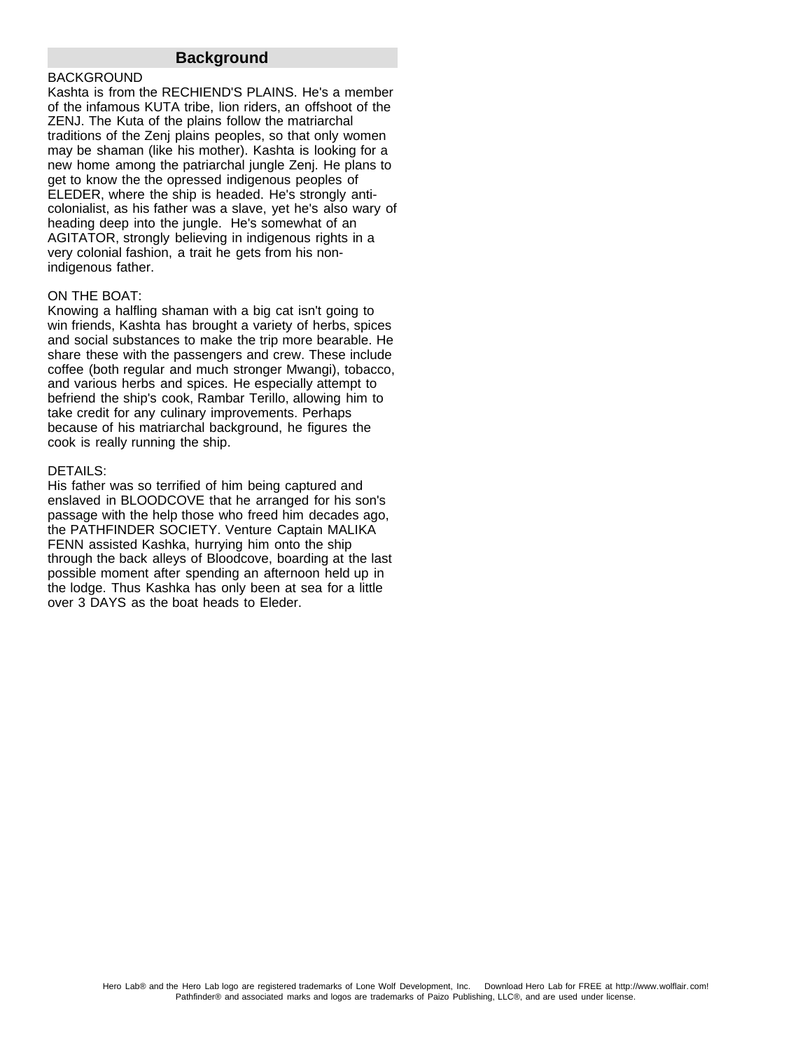## Background

BACKGROUND
Kashta is from the RECHIEND'S PLAINS. He's a member of the infamous KUTA tribe, lion riders, an offshoot of the ZENJ. The Kuta of the plains follow the matriarchal traditions of the Zenj plains peoples, so that only women may be shaman (like his mother). Kashta is looking for a new home among the patriarchal jungle Zenj. He plans to get to know the the opressed indigenous peoples of ELEDER, where the ship is headed. He's strongly anti-colonialist, as his father was a slave, yet he's also wary of heading deep into the jungle. He's somewhat of an AGITATOR, strongly believing in indigenous rights in a very colonial fashion, a trait he gets from his non-indigenous father.

ON THE BOAT:
Knowing a halfling shaman with a big cat isn't going to win friends, Kashta has brought a variety of herbs, spices and social substances to make the trip more bearable. He share these with the passengers and crew. These include coffee (both regular and much stronger Mwangi), tobacco, and various herbs and spices. He especially attempt to befriend the ship's cook, Rambar Terillo, allowing him to take credit for any culinary improvements. Perhaps because of his matriarchal background, he figures the cook is really running the ship.

DETAILS:
His father was so terrified of him being captured and enslaved in BLOODCOVE that he arranged for his son's passage with the help those who freed him decades ago, the PATHFINDER SOCIETY. Venture Captain MALIKA FENN assisted Kashka, hurrying him onto the ship through the back alleys of Bloodcove, boarding at the last possible moment after spending an afternoon held up in the lodge. Thus Kashka has only been at sea for a little over 3 DAYS as the boat heads to Eleder.